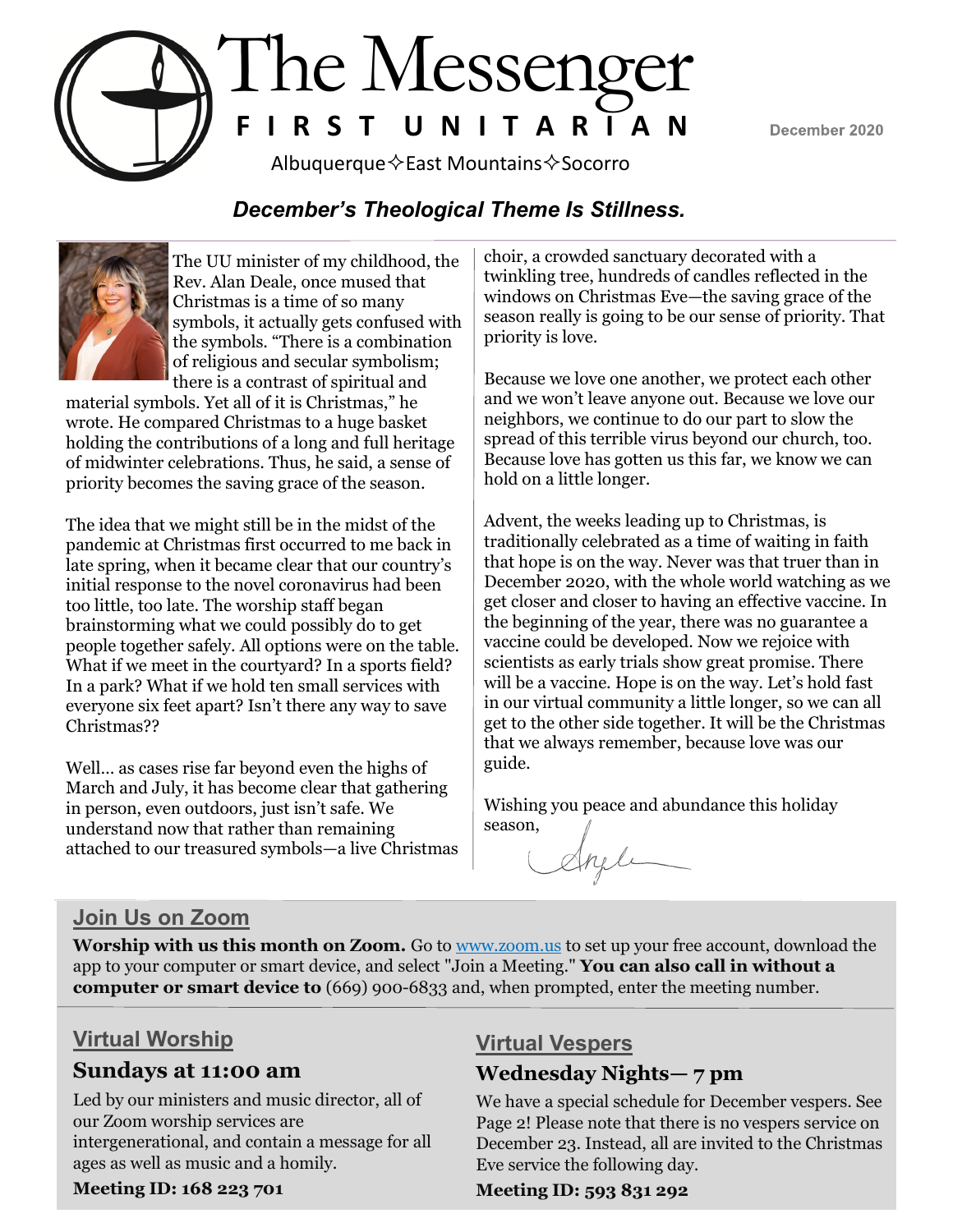# The Messenger

**FIRST UNITARIAN**

Albuquerque ✧ East Mountains ✧ Socorro

December 2020

## *December's Theological Theme Is Stillness.*

The UU minister of my childhood, the Rev. Alan Deale, once mused that Christmas is a time of so many symbols, it actually gets confused with the symbols. "There is a combination of religious and secular symbolism; there is a contrast of spiritual and material symbols. Yet all of it is Christmas," he wrote. He compared Christmas to a huge basket holding the contributions of a long and full heritage of midwinter celebrations. Thus, he said, a sense of priority becomes the saving grace of the season.

The idea that we might still be in the midst of the pandemic at Christmas first occurred to me back in late spring, when it became clear that our country's initial response to the novel coronavirus had been too little, too late. The worship staff began brainstorming what we could possibly do to get people together safely. All options were on the table. What if we meet in the courtyard? In a sports field? In a park? What if we hold ten small services with everyone six feet apart? Isn't there any way to save Christmas??

Well… as cases rise far beyond even the highs of March and July, it has become clear that gathering in person, even outdoors, just isn't safe. We understand now that rather than remaining attached to our treasured symbols—a live Christmas choir, a crowded sanctuary decorated with a twinkling tree, hundreds of candles reflected in the windows on Christmas Eve—the saving grace of the season really is going to be our sense of priority. That priority is love.

Because we love one another, we protect each other and we won't leave anyone out. Because we love our neighbors, we continue to do our part to slow the spread of this terrible virus beyond our church, too. Because love has gotten us this far, we know we can hold on a little longer.

Advent, the weeks leading up to Christmas, is traditionally celebrated as a time of waiting in faith that hope is on the way. Never was that truer than in December 2020, with the whole world watching as we get closer and closer to having an effective vaccine. In the beginning of the year, there was no guarantee a vaccine could be developed. Now we rejoice with scientists as early trials show great promise. There will be a vaccine. Hope is on the way. Let's hold fast in our virtual community a little longer, so we can all get to the other side together. It will be the Christmas that we always remember, because love was our guide.

Wishing you peace and abundance this holiday season,

Angela

## Join Us on Zoom

**Worship with us this month on Zoom.** Go to [www.zoom.us](http://www.zoom.us) to set up your free account, download the app to your computer or smart device, and select "Join a Meeting." **You can also call in without a computer or smart device to** (669) 900-6833 and, when prompted, enter the meeting number.

## Virtual Worship

### Sundays at 11:00 am

Led by our ministers and music director, all of our Zoom worship services are intergenerational, and contain a message for all ages as well as music and a homily.

**Meeting ID: 168 223 701**

## Virtual Vespers

### Wednesday Nights— 7 pm

We have a special schedule for December vespers. See Page 2! Please note that there is no vespers service on December 23. Instead, all are invited to the Christmas Eve service the following day.

**Meeting ID: 593 831 292**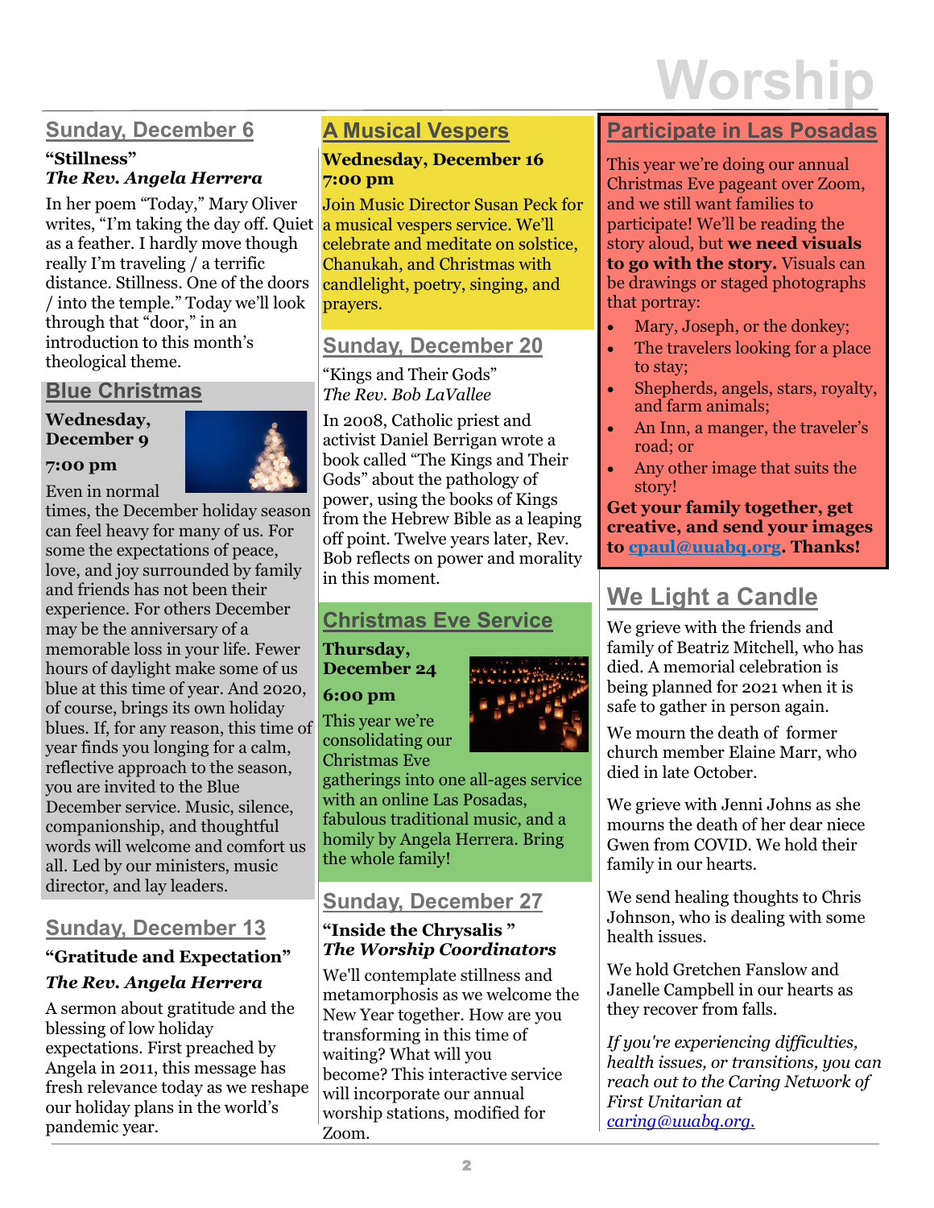# Worship

## Sunday, December 6

**"Stillness"**
***The Rev. Angela Herrera***

In her poem "Today," Mary Oliver writes, "I'm taking the day off. Quiet as a feather. I hardly move though really I'm traveling / a terrific distance. Stillness. One of the doors / into the temple." Today we'll look through that "door," in an introduction to this month's theological theme.

## Blue Christmas

**Wednesday, December 9**

**7:00 pm**

Even in normal times, the December holiday season can feel heavy for many of us. For some the expectations of peace, love, and joy surrounded by family and friends has not been their experience. For others December may be the anniversary of a memorable loss in your life. Fewer hours of daylight make some of us blue at this time of year. And 2020, of course, brings its own holiday blues. If, for any reason, this time of year finds you longing for a calm, reflective approach to the season, you are invited to the Blue December service. Music, silence, companionship, and thoughtful words will welcome and comfort us all. Led by our ministers, music director, and lay leaders.

## Sunday, December 13

**"Gratitude and Expectation"**

***The Rev. Angela Herrera***

A sermon about gratitude and the blessing of low holiday expectations. First preached by Angela in 2011, this message has fresh relevance today as we reshape our holiday plans in the world's pandemic year.

## A Musical Vespers

**Wednesday, December 16**
**7:00 pm**

Join Music Director Susan Peck for a musical vespers service. We'll celebrate and meditate on solstice, Chanukah, and Christmas with candlelight, poetry, singing, and prayers.

## Sunday, December 20

"Kings and Their Gods"
*The Rev. Bob LaVallee*

In 2008, Catholic priest and activist Daniel Berrigan wrote a book called "The Kings and Their Gods" about the pathology of power, using the books of Kings from the Hebrew Bible as a leaping off point. Twelve years later, Rev. Bob reflects on power and morality in this moment.

## Christmas Eve Service

**Thursday, December 24**

**6:00 pm**

This year we're consolidating our Christmas Eve gatherings into one all-ages service with an online Las Posadas, fabulous traditional music, and a homily by Angela Herrera. Bring the whole family!

## Sunday, December 27

**"Inside the Chrysalis "**
***The Worship Coordinators***

We'll contemplate stillness and metamorphosis as we welcome the New Year together. How are you transforming in this time of waiting? What will you become? This interactive service will incorporate our annual worship stations, modified for Zoom.

## Participate in Las Posadas

This year we're doing our annual Christmas Eve pageant over Zoom, and we still want families to participate! We'll be reading the story aloud, but **we need visuals to go with the story.** Visuals can be drawings or staged photographs that portray:

- Mary, Joseph, or the donkey;
- The travelers looking for a place to stay;
- Shepherds, angels, stars, royalty, and farm animals;
- An Inn, a manger, the traveler's road; or
- Any other image that suits the story!

**Get your family together, get creative, and send your images to cpaul@uuabq.org. Thanks!**

## We Light a Candle

We grieve with the friends and family of Beatriz Mitchell, who has died. A memorial celebration is being planned for 2021 when it is safe to gather in person again.

We mourn the death of former church member Elaine Marr, who died in late October.

We grieve with Jenni Johns as she mourns the death of her dear niece Gwen from COVID. We hold their family in our hearts.

We send healing thoughts to Chris Johnson, who is dealing with some health issues.

We hold Gretchen Fanslow and Janelle Campbell in our hearts as they recover from falls.

*If you're experiencing difficulties, health issues, or transitions, you can reach out to the Caring Network of First Unitarian at caring@uuabq.org.*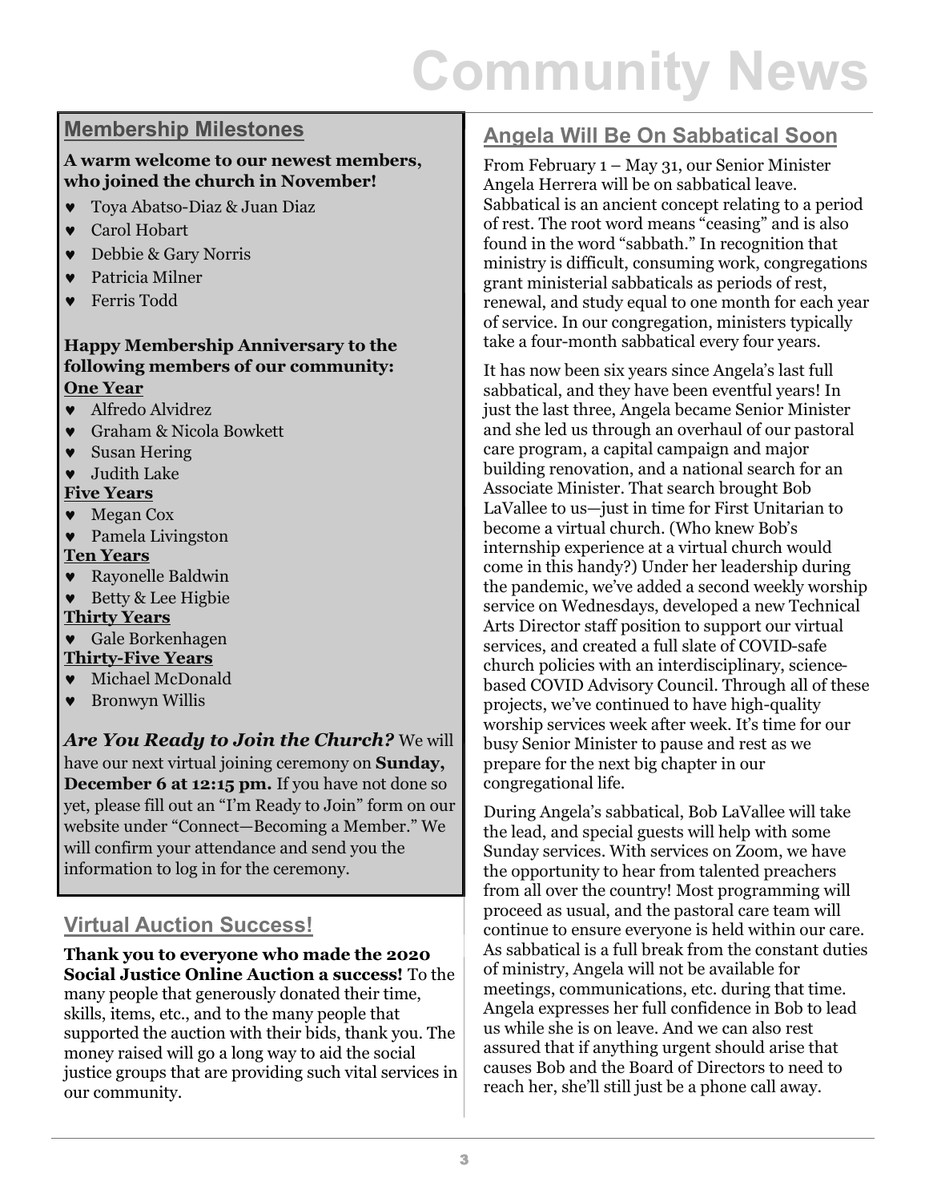# Community News

## Membership Milestones

**A warm welcome to our newest members, who joined the church in November!**

- Toya Abatso-Diaz & Juan Diaz
- Carol Hobart
- Debbie & Gary Norris
- Patricia Milner
- Ferris Todd

**Happy Membership Anniversary to the following members of our community:**

**One Year**

- Alfredo Alvidrez
- Graham & Nicola Bowkett
- Susan Hering
- Judith Lake

**Five Years**

- Megan Cox
- Pamela Livingston

**Ten Years**

- Rayonelle Baldwin
- Betty & Lee Higbie

**Thirty Years**

- Gale Borkenhagen

**Thirty-Five Years**

- Michael McDonald
- Bronwyn Willis

***Are You Ready to Join the Church?*** We will have our next virtual joining ceremony on **Sunday, December 6 at 12:15 pm.** If you have not done so yet, please fill out an "I'm Ready to Join" form on our website under "Connect—Becoming a Member." We will confirm your attendance and send you the information to log in for the ceremony.

## Virtual Auction Success!

**Thank you to everyone who made the 2020 Social Justice Online Auction a success!** To the many people that generously donated their time, skills, items, etc., and to the many people that supported the auction with their bids, thank you. The money raised will go a long way to aid the social justice groups that are providing such vital services in our community.

## Angela Will Be On Sabbatical Soon

From February 1 – May 31, our Senior Minister Angela Herrera will be on sabbatical leave. Sabbatical is an ancient concept relating to a period of rest. The root word means "ceasing" and is also found in the word "sabbath." In recognition that ministry is difficult, consuming work, congregations grant ministerial sabbaticals as periods of rest, renewal, and study equal to one month for each year of service. In our congregation, ministers typically take a four-month sabbatical every four years.

It has now been six years since Angela's last full sabbatical, and they have been eventful years! In just the last three, Angela became Senior Minister and she led us through an overhaul of our pastoral care program, a capital campaign and major building renovation, and a national search for an Associate Minister. That search brought Bob LaVallee to us—just in time for First Unitarian to become a virtual church. (Who knew Bob's internship experience at a virtual church would come in this handy?) Under her leadership during the pandemic, we've added a second weekly worship service on Wednesdays, developed a new Technical Arts Director staff position to support our virtual services, and created a full slate of COVID-safe church policies with an interdisciplinary, science-based COVID Advisory Council. Through all of these projects, we've continued to have high-quality worship services week after week. It's time for our busy Senior Minister to pause and rest as we prepare for the next big chapter in our congregational life.

During Angela's sabbatical, Bob LaVallee will take the lead, and special guests will help with some Sunday services. With services on Zoom, we have the opportunity to hear from talented preachers from all over the country! Most programming will proceed as usual, and the pastoral care team will continue to ensure everyone is held within our care. As sabbatical is a full break from the constant duties of ministry, Angela will not be available for meetings, communications, etc. during that time. Angela expresses her full confidence in Bob to lead us while she is on leave. And we can also rest assured that if anything urgent should arise that causes Bob and the Board of Directors to need to reach her, she'll still just be a phone call away.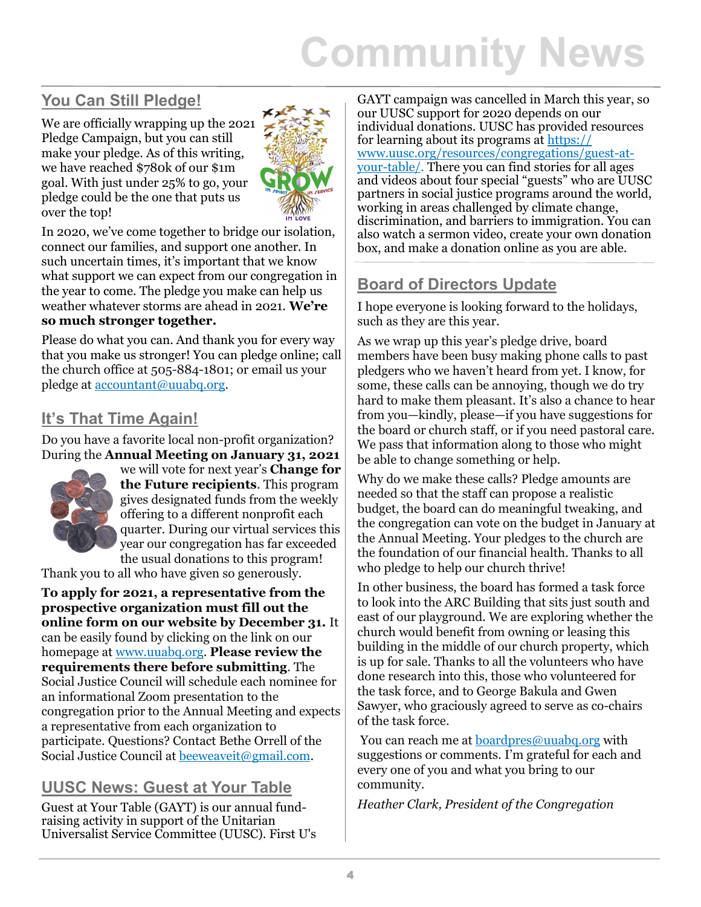# Community News

## You Can Still Pledge!

We are officially wrapping up the 2021 Pledge Campaign, but you can still make your pledge. As of this writing, we have reached $780k of our $1m goal. With just under 25% to go, your pledge could be the one that puts us over the top!

In 2020, we've come together to bridge our isolation, connect our families, and support one another. In such uncertain times, it's important that we know what support we can expect from our congregation in the year to come. The pledge you make can help us weather whatever storms are ahead in 2021. **We're so much stronger together.**

Please do what you can. And thank you for every way that you make us stronger! You can pledge online; call the church office at 505-884-1801; or email us your pledge at accountant@uuabq.org.

## It's That Time Again!

Do you have a favorite local non-profit organization? During the **Annual Meeting on January 31, 2021** we will vote for next year's **Change for the Future recipients**. This program gives designated funds from the weekly offering to a different nonprofit each quarter. During our virtual services this year our congregation has far exceeded the usual donations to this program! Thank you to all who have given so generously.

**To apply for 2021, a representative from the prospective organization must fill out the online form on our website by December 31.** It can be easily found by clicking on the link on our homepage at www.uuabq.org. **Please review the requirements there before submitting**. The Social Justice Council will schedule each nominee for an informational Zoom presentation to the congregation prior to the Annual Meeting and expects a representative from each organization to participate. Questions? Contact Bethe Orrell of the Social Justice Council at beeweaveit@gmail.com.

## UUSC News: Guest at Your Table

Guest at Your Table (GAYT) is our annual fund-raising activity in support of the Unitarian Universalist Service Committee (UUSC). First U's GAYT campaign was cancelled in March this year, so our UUSC support for 2020 depends on our individual donations. UUSC has provided resources for learning about its programs at https://www.uusc.org/resources/congregations/guest-at-your-table/. There you can find stories for all ages and videos about four special "guests" who are UUSC partners in social justice programs around the world, working in areas challenged by climate change, discrimination, and barriers to immigration. You can also watch a sermon video, create your own donation box, and make a donation online as you are able.

## Board of Directors Update

I hope everyone is looking forward to the holidays, such as they are this year.

As we wrap up this year's pledge drive, board members have been busy making phone calls to past pledgers who we haven't heard from yet. I know, for some, these calls can be annoying, though we do try hard to make them pleasant. It's also a chance to hear from you—kindly, please—if you have suggestions for the board or church staff, or if you need pastoral care. We pass that information along to those who might be able to change something or help.

Why do we make these calls? Pledge amounts are needed so that the staff can propose a realistic budget, the board can do meaningful tweaking, and the congregation can vote on the budget in January at the Annual Meeting. Your pledges to the church are the foundation of our financial health. Thanks to all who pledge to help our church thrive!

In other business, the board has formed a task force to look into the ARC Building that sits just south and east of our playground. We are exploring whether the church would benefit from owning or leasing this building in the middle of our church property, which is up for sale. Thanks to all the volunteers who have done research into this, those who volunteered for the task force, and to George Bakula and Gwen Sawyer, who graciously agreed to serve as co-chairs of the task force.

You can reach me at boardpres@uuabq.org with suggestions or comments. I'm grateful for each and every one of you and what you bring to our community.

*Heather Clark, President of the Congregation*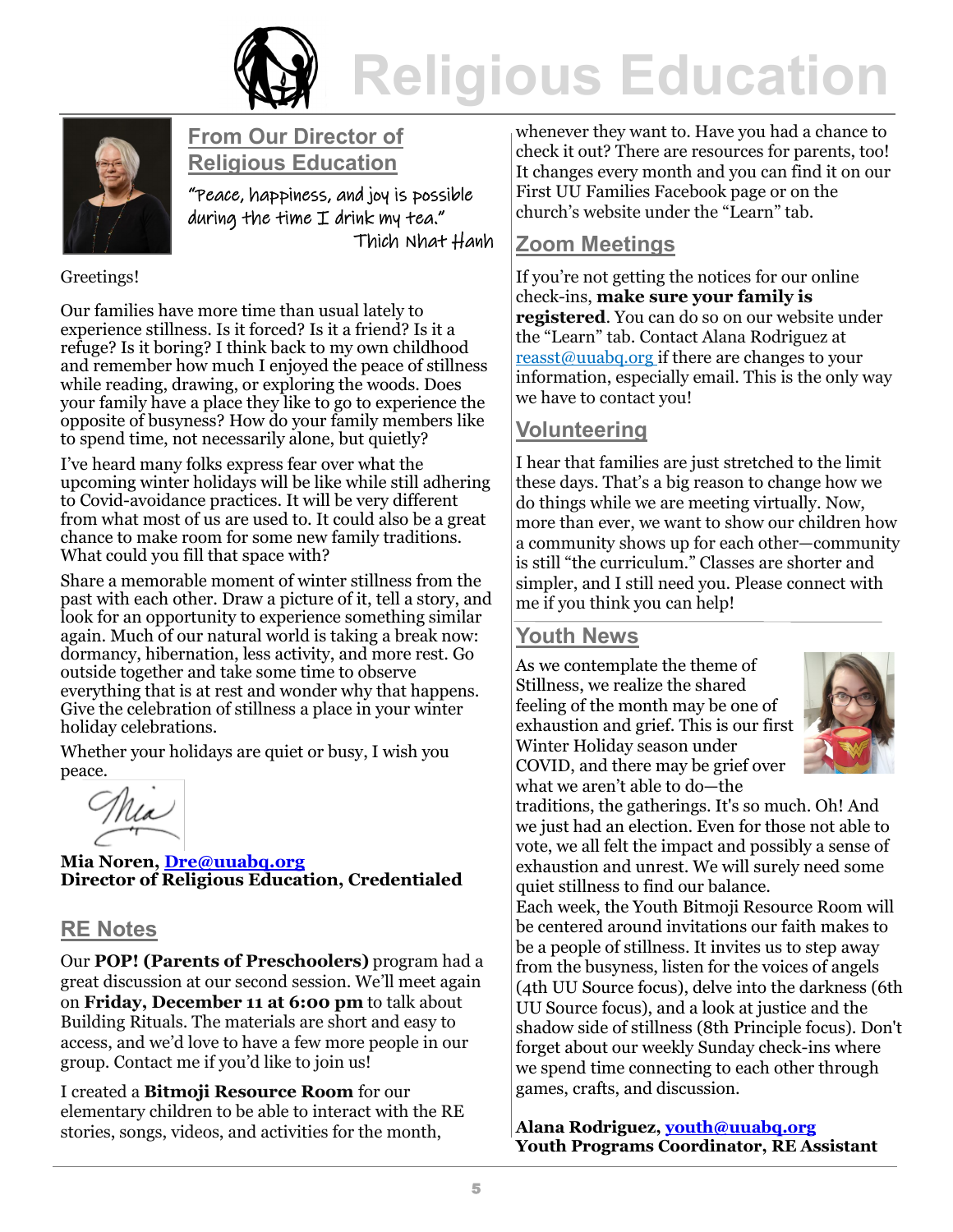# Religious Education

## From Our Director of Religious Education

*"Peace, happiness, and joy is possible during the time I drink my tea."*
*Thich Nhat Hanh*

Greetings!

Our families have more time than usual lately to experience stillness. Is it forced? Is it a friend? Is it a refuge? Is it boring? I think back to my own childhood and remember how much I enjoyed the peace of stillness while reading, drawing, or exploring the woods. Does your family have a place they like to go to experience the opposite of busyness? How do your family members like to spend time, not necessarily alone, but quietly?

I've heard many folks express fear over what the upcoming winter holidays will be like while still adhering to Covid-avoidance practices. It will be very different from what most of us are used to. It could also be a great chance to make room for some new family traditions. What could you fill that space with?

Share a memorable moment of winter stillness from the past with each other. Draw a picture of it, tell a story, and look for an opportunity to experience something similar again. Much of our natural world is taking a break now: dormancy, hibernation, less activity, and more rest. Go outside together and take some time to observe everything that is at rest and wonder why that happens. Give the celebration of stillness a place in your winter holiday celebrations.

Whether your holidays are quiet or busy, I wish you peace.

Mia

**Mia Noren, Dre@uuabq.org**
**Director of Religious Education, Credentialed**

## RE Notes

Our **POP! (Parents of Preschoolers)** program had a great discussion at our second session. We'll meet again on **Friday, December 11 at 6:00 pm** to talk about Building Rituals. The materials are short and easy to access, and we'd love to have a few more people in our group. Contact me if you'd like to join us!

I created a **Bitmoji Resource Room** for our elementary children to be able to interact with the RE stories, songs, videos, and activities for the month, whenever they want to. Have you had a chance to check it out? There are resources for parents, too! It changes every month and you can find it on our First UU Families Facebook page or on the church's website under the "Learn" tab.

## Zoom Meetings

If you're not getting the notices for our online check-ins, **make sure your family is registered**. You can do so on our website under the "Learn" tab. Contact Alana Rodriguez at reasst@uuabq.org if there are changes to your information, especially email. This is the only way we have to contact you!

## Volunteering

I hear that families are just stretched to the limit these days. That's a big reason to change how we do things while we are meeting virtually. Now, more than ever, we want to show our children how a community shows up for each other—community is still "the curriculum." Classes are shorter and simpler, and I still need you. Please connect with me if you think you can help!

## Youth News

As we contemplate the theme of Stillness, we realize the shared feeling of the month may be one of exhaustion and grief. This is our first Winter Holiday season under COVID, and there may be grief over what we aren't able to do—the traditions, the gatherings. It's so much. Oh! And we just had an election. Even for those not able to vote, we all felt the impact and possibly a sense of exhaustion and unrest. We will surely need some quiet stillness to find our balance.

Each week, the Youth Bitmoji Resource Room will be centered around invitations our faith makes to be a people of stillness. It invites us to step away from the busyness, listen for the voices of angels (4th UU Source focus), delve into the darkness (6th UU Source focus), and a look at justice and the shadow side of stillness (8th Principle focus). Don't forget about our weekly Sunday check-ins where we spend time connecting to each other through games, crafts, and discussion.

**Alana Rodriguez, youth@uuabq.org**
**Youth Programs Coordinator, RE Assistant**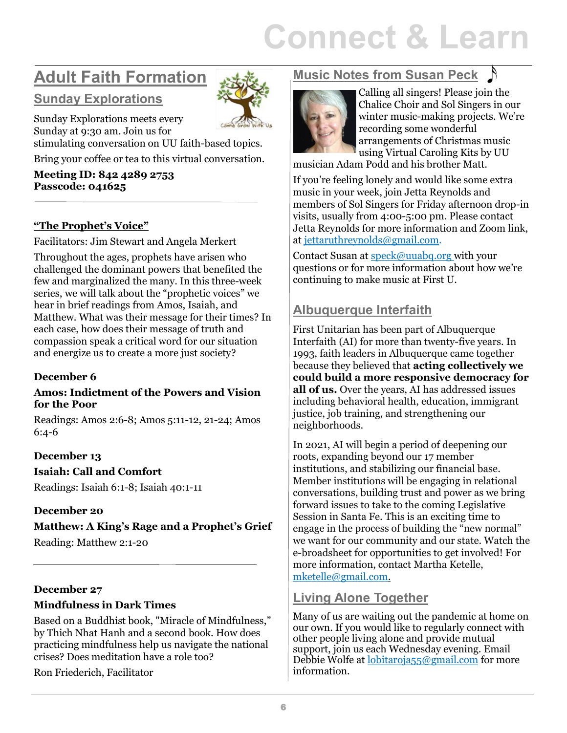# Connect & Learn

## Adult Faith Formation

### Sunday Explorations

Sunday Explorations meets every Sunday at 9:30 am. Join us for stimulating conversation on UU faith-based topics.

Bring your coffee or tea to this virtual conversation.

**Meeting ID: 842 4289 2753**
**Passcode: 041625**

---

### "The Prophet's Voice"

Facilitators: Jim Stewart and Angela Merkert

Throughout the ages, prophets have arisen who challenged the dominant powers that benefited the few and marginalized the many. In this three-week series, we will talk about the "prophetic voices" we hear in brief readings from Amos, Isaiah, and Matthew. What was their message for their times? In each case, how does their message of truth and compassion speak a critical word for our situation and energize us to create a more just society?

**December 6**

**Amos: Indictment of the Powers and Vision for the Poor**

Readings: Amos 2:6-8; Amos 5:11-12, 21-24; Amos 6:4-6

**December 13**

**Isaiah: Call and Comfort**

Readings: Isaiah 6:1-8; Isaiah 40:1-11

**December 20**

**Matthew: A King's Rage and a Prophet's Grief**

Reading: Matthew 2:1-20

---

**December 27**

**Mindfulness in Dark Times**

Based on a Buddhist book, "Miracle of Mindfulness," by Thich Nhat Hanh and a second book. How does practicing mindfulness help us navigate the national crises? Does meditation have a role too?

Ron Friederich, Facilitator

## Music Notes from Susan Peck

Calling all singers! Please join the Chalice Choir and Sol Singers in our winter music-making projects. We're recording some wonderful arrangements of Christmas music using Virtual Caroling Kits by UU musician Adam Podd and his brother Matt.

If you're feeling lonely and would like some extra music in your week, join Jetta Reynolds and members of Sol Singers for Friday afternoon drop-in visits, usually from 4:00-5:00 pm. Please contact Jetta Reynolds for more information and Zoom link, at jettaruthreynolds@gmail.com.

Contact Susan at speck@uuabq.org with your questions or for more information about how we're continuing to make music at First U.

## Albuquerque Interfaith

First Unitarian has been part of Albuquerque Interfaith (AI) for more than twenty-five years. In 1993, faith leaders in Albuquerque came together because they believed that **acting collectively we could build a more responsive democracy for all of us.** Over the years, AI has addressed issues including behavioral health, education, immigrant justice, job training, and strengthening our neighborhoods.

In 2021, AI will begin a period of deepening our roots, expanding beyond our 17 member institutions, and stabilizing our financial base. Member institutions will be engaging in relational conversations, building trust and power as we bring forward issues to take to the coming Legislative Session in Santa Fe. This is an exciting time to engage in the process of building the "new normal" we want for our community and our state. Watch the e-broadsheet for opportunities to get involved! For more information, contact Martha Ketelle, mketelle@gmail.com.

## Living Alone Together

Many of us are waiting out the pandemic at home on our own. If you would like to regularly connect with other people living alone and provide mutual support, join us each Wednesday evening. Email Debbie Wolfe at lobitaroja55@gmail.com for more information.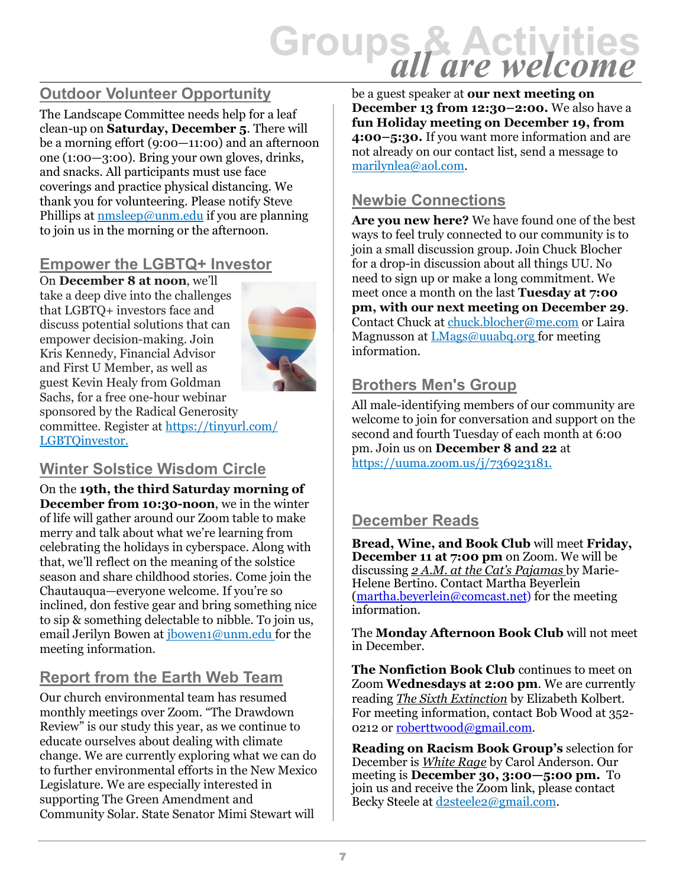# Groups & Activities
## *all are welcome*

## Outdoor Volunteer Opportunity

The Landscape Committee needs help for a leaf clean-up on **Saturday, December 5**. There will be a morning effort (9:00—11:00) and an afternoon one (1:00—3:00). Bring your own gloves, drinks, and snacks. All participants must use face coverings and practice physical distancing. We thank you for volunteering. Please notify Steve Phillips at nmsleep@unm.edu if you are planning to join us in the morning or the afternoon.

## Empower the LGBTQ+ Investor

On **December 8 at noon**, we'll take a deep dive into the challenges that LGBTQ+ investors face and discuss potential solutions that can empower decision-making. Join Kris Kennedy, Financial Advisor and First U Member, as well as guest Kevin Healy from Goldman Sachs, for a free one-hour webinar sponsored by the Radical Generosity committee. Register at https://tinyurl.com/LGBTQinvestor.

## Winter Solstice Wisdom Circle

On the **19th, the third Saturday morning of December from 10:30-noon**, we in the winter of life will gather around our Zoom table to make merry and talk about what we're learning from celebrating the holidays in cyberspace. Along with that, we'll reflect on the meaning of the solstice season and share childhood stories. Come join the Chautauqua—everyone welcome. If you're so inclined, don festive gear and bring something nice to sip & something delectable to nibble. To join us, email Jerilyn Bowen at jbowen1@unm.edu for the meeting information.

## Report from the Earth Web Team

Our church environmental team has resumed monthly meetings over Zoom. "The Drawdown Review" is our study this year, as we continue to educate ourselves about dealing with climate change. We are currently exploring what we can do to further environmental efforts in the New Mexico Legislature. We are especially interested in supporting The Green Amendment and Community Solar. State Senator Mimi Stewart will be a guest speaker at **our next meeting on December 13 from 12:30–2:00.** We also have a **fun Holiday meeting on December 19, from 4:00–5:30.** If you want more information and are not already on our contact list, send a message to marilynlea@aol.com.

## Newbie Connections

**Are you new here?** We have found one of the best ways to feel truly connected to our community is to join a small discussion group. Join Chuck Blocher for a drop-in discussion about all things UU. No need to sign up or make a long commitment. We meet once a month on the last **Tuesday at 7:00 pm, with our next meeting on December 29**. Contact Chuck at chuck.blocher@me.com or Laira Magnusson at LMags@uuabq.org for meeting information.

## Brothers Men's Group

All male-identifying members of our community are welcome to join for conversation and support on the second and fourth Tuesday of each month at 6:00 pm. Join us on **December 8 and 22** at https://uuma.zoom.us/j/736923181.

## December Reads

**Bread, Wine, and Book Club** will meet **Friday, December 11 at 7:00 pm** on Zoom. We will be discussing *2 A.M. at the Cat's Pajamas* by Marie-Helene Bertino. Contact Martha Beyerlein (martha.beyerlein@comcast.net) for the meeting information.

The **Monday Afternoon Book Club** will not meet in December.

**The Nonfiction Book Club** continues to meet on Zoom **Wednesdays at 2:00 pm**. We are currently reading *The Sixth Extinction* by Elizabeth Kolbert. For meeting information, contact Bob Wood at 352-0212 or roberttwood@gmail.com.

**Reading on Racism Book Group's** selection for December is *White Rage* by Carol Anderson. Our meeting is **December 30, 3:00—5:00 pm.** To join us and receive the Zoom link, please contact Becky Steele at d2steele2@gmail.com.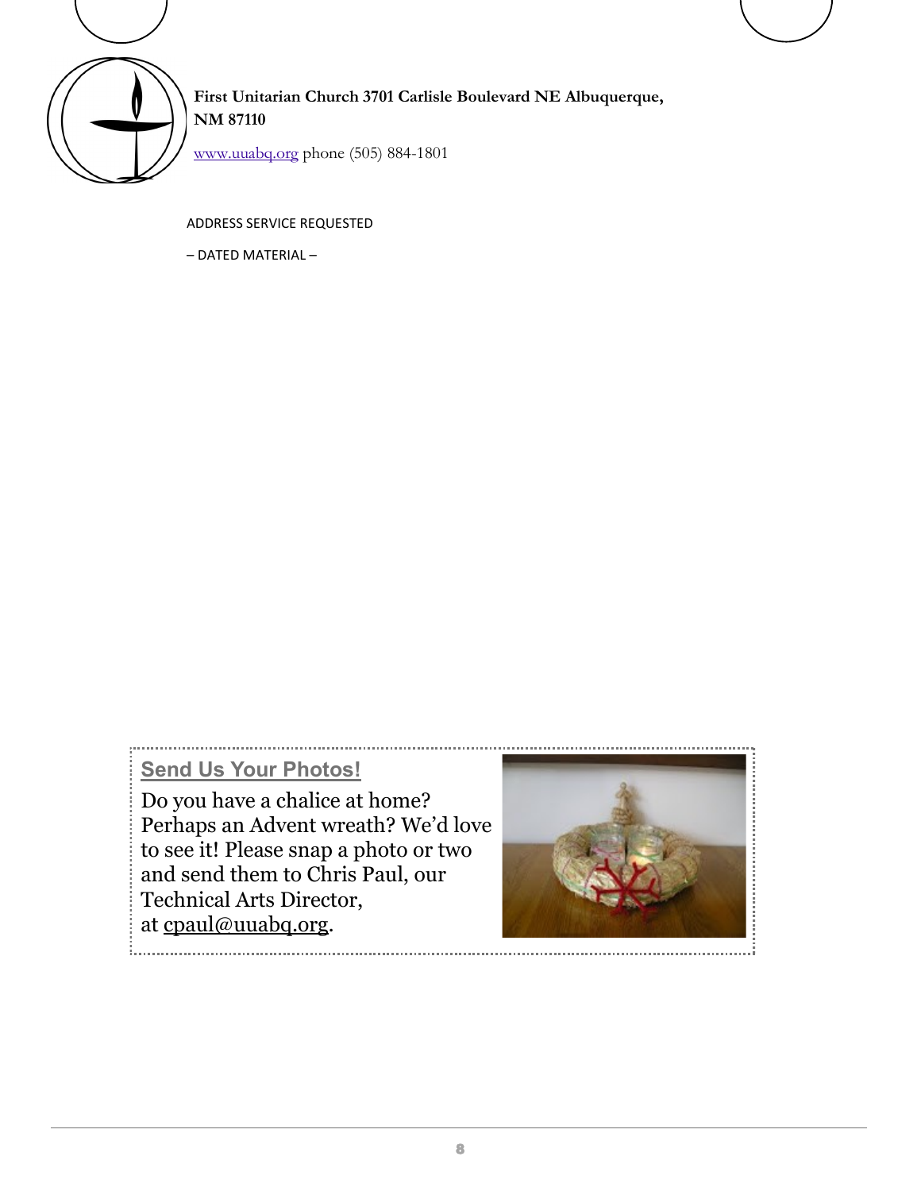**First Unitarian Church 3701 Carlisle Boulevard NE Albuquerque, NM 87110**

www.uuabq.org phone (505) 884-1801

ADDRESS SERVICE REQUESTED

– DATED MATERIAL –

## Send Us Your Photos!

Do you have a chalice at home? Perhaps an Advent wreath? We'd love to see it! Please snap a photo or two and send them to Chris Paul, our Technical Arts Director, at cpaul@uuabq.org.